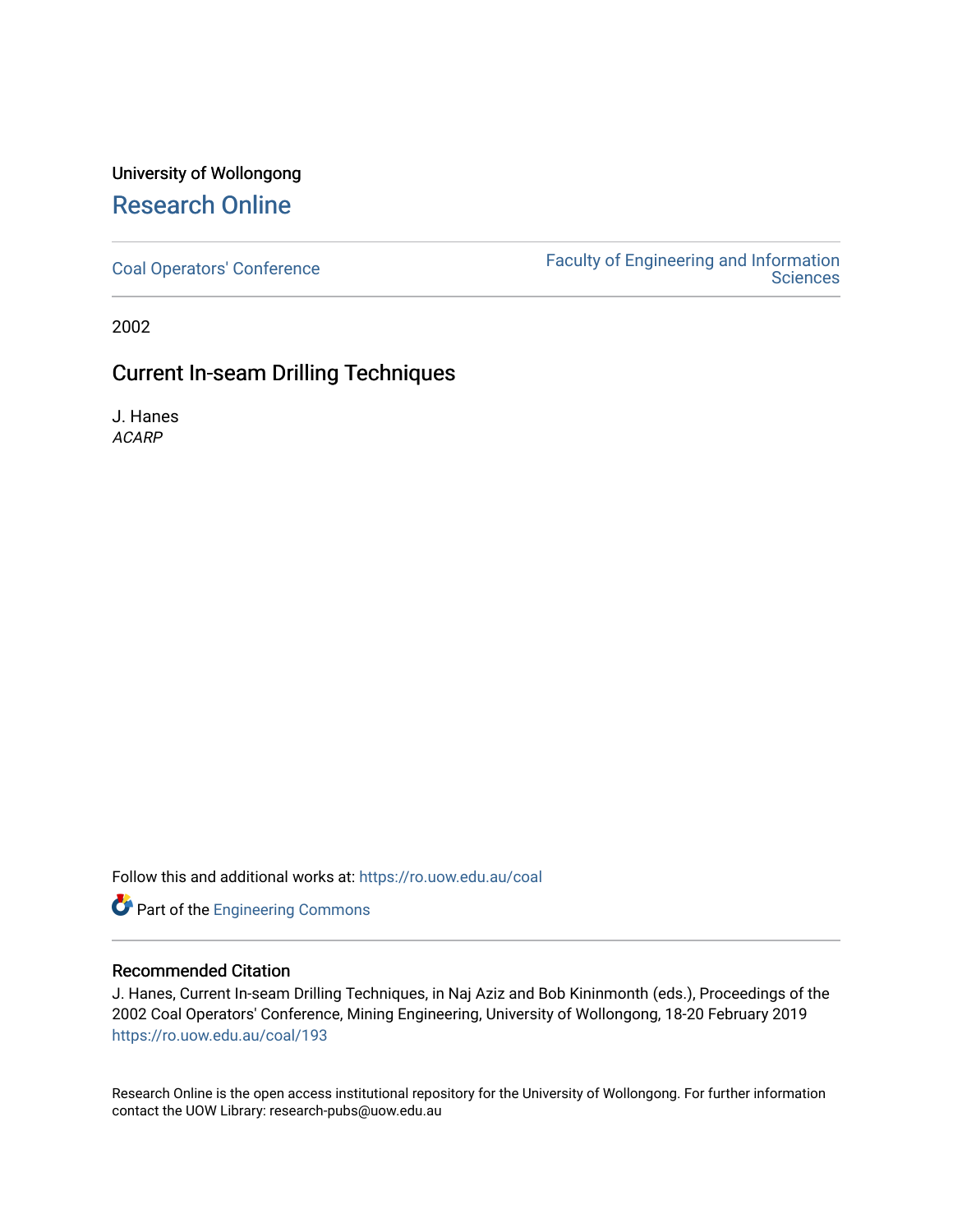University of Wollongong

# Research Online

Coal Operators' Conference

Faculty of Engineering and Information Sciences

2002

## Current In-seam Drilling Techniques

J. Hanes
*ACARP*

Follow this and additional works at: https://ro.uow.edu.au/coal

Part of the Engineering Commons

### Recommended Citation

J. Hanes, Current In-seam Drilling Techniques, in Naj Aziz and Bob Kininmonth (eds.), Proceedings of the 2002 Coal Operators' Conference, Mining Engineering, University of Wollongong, 18-20 February 2019
https://ro.uow.edu.au/coal/193

Research Online is the open access institutional repository for the University of Wollongong. For further information contact the UOW Library: research-pubs@uow.edu.au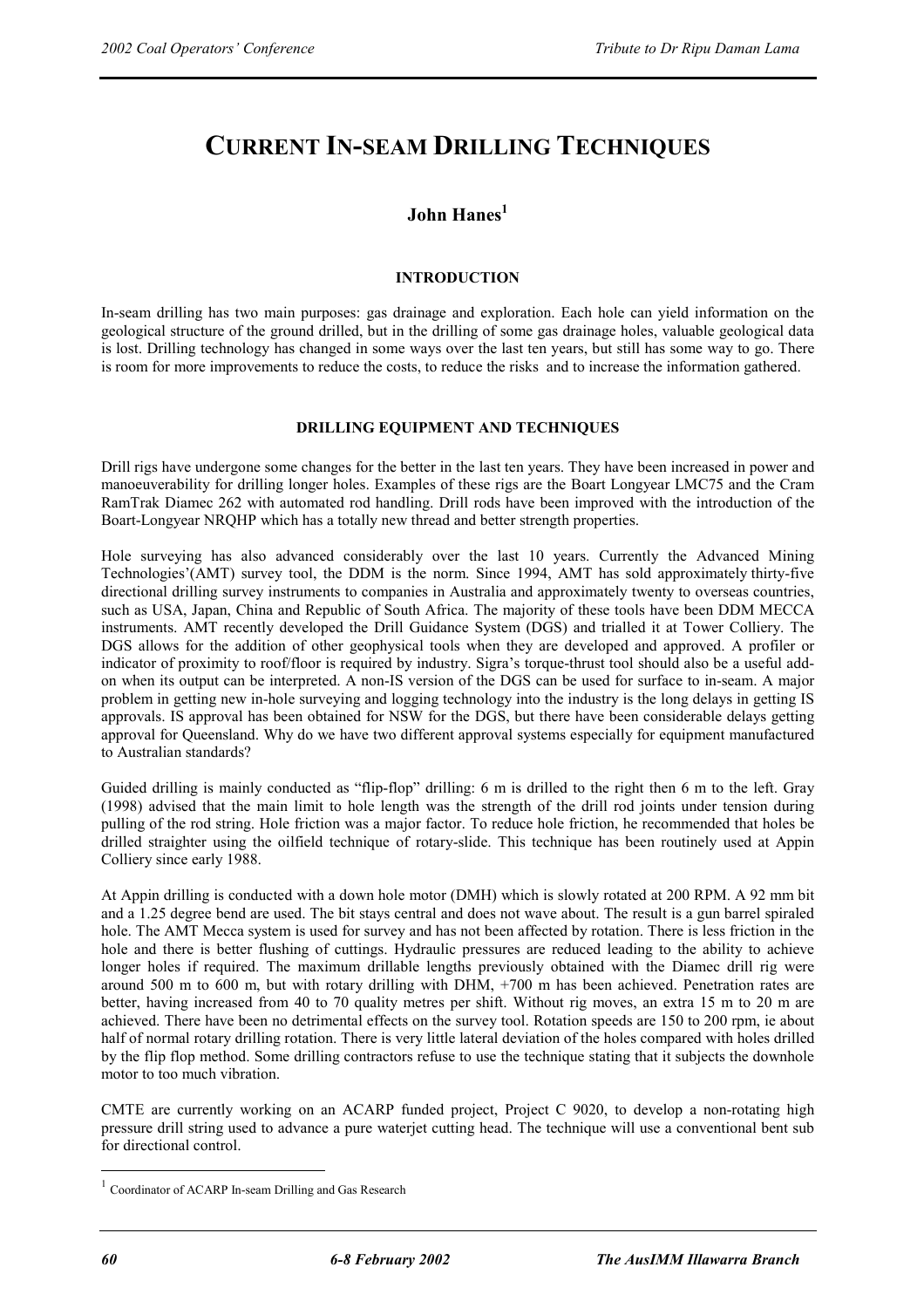# CURRENT IN-SEAM DRILLING TECHNIQUES

## John Hanes[1]

### INTRODUCTION

In-seam drilling has two main purposes: gas drainage and exploration. Each hole can yield information on the geological structure of the ground drilled, but in the drilling of some gas drainage holes, valuable geological data is lost. Drilling technology has changed in some ways over the last ten years, but still has some way to go. There is room for more improvements to reduce the costs, to reduce the risks and to increase the information gathered.

### DRILLING EQUIPMENT AND TECHNIQUES

Drill rigs have undergone some changes for the better in the last ten years. They have been increased in power and manoeuverability for drilling longer holes. Examples of these rigs are the Boart Longyear LMC75 and the Cram RamTrak Diamec 262 with automated rod handling. Drill rods have been improved with the introduction of the Boart-Longyear NRQHP which has a totally new thread and better strength properties.

Hole surveying has also advanced considerably over the last 10 years. Currently the Advanced Mining Technologies'(AMT) survey tool, the DDM is the norm. Since 1994, AMT has sold approximately thirty-five directional drilling survey instruments to companies in Australia and approximately twenty to overseas countries, such as USA, Japan, China and Republic of South Africa. The majority of these tools have been DDM MECCA instruments. AMT recently developed the Drill Guidance System (DGS) and trialled it at Tower Colliery. The DGS allows for the addition of other geophysical tools when they are developed and approved. A profiler or indicator of proximity to roof/floor is required by industry. Sigra's torque-thrust tool should also be a useful add-on when its output can be interpreted. A non-IS version of the DGS can be used for surface to in-seam. A major problem in getting new in-hole surveying and logging technology into the industry is the long delays in getting IS approvals. IS approval has been obtained for NSW for the DGS, but there have been considerable delays getting approval for Queensland. Why do we have two different approval systems especially for equipment manufactured to Australian standards?

Guided drilling is mainly conducted as "flip-flop" drilling: 6 m is drilled to the right then 6 m to the left. Gray (1998) advised that the main limit to hole length was the strength of the drill rod joints under tension during pulling of the rod string. Hole friction was a major factor. To reduce hole friction, he recommended that holes be drilled straighter using the oilfield technique of rotary-slide. This technique has been routinely used at Appin Colliery since early 1988.

At Appin drilling is conducted with a down hole motor (DMH) which is slowly rotated at 200 RPM. A 92 mm bit and a 1.25 degree bend are used. The bit stays central and does not wave about. The result is a gun barrel spiraled hole. The AMT Mecca system is used for survey and has not been affected by rotation. There is less friction in the hole and there is better flushing of cuttings. Hydraulic pressures are reduced leading to the ability to achieve longer holes if required. The maximum drillable lengths previously obtained with the Diamec drill rig were around 500 m to 600 m, but with rotary drilling with DHM, +700 m has been achieved. Penetration rates are better, having increased from 40 to 70 quality metres per shift. Without rig moves, an extra 15 m to 20 m are achieved. There have been no detrimental effects on the survey tool. Rotation speeds are 150 to 200 rpm, ie about half of normal rotary drilling rotation. There is very little lateral deviation of the holes compared with holes drilled by the flip flop method. Some drilling contractors refuse to use the technique stating that it subjects the downhole motor to too much vibration.

CMTE are currently working on an ACARP funded project, Project C 9020, to develop a non-rotating high pressure drill string used to advance a pure waterjet cutting head. The technique will use a conventional bent sub for directional control.

[1] Coordinator of ACARP In-seam Drilling and Gas Research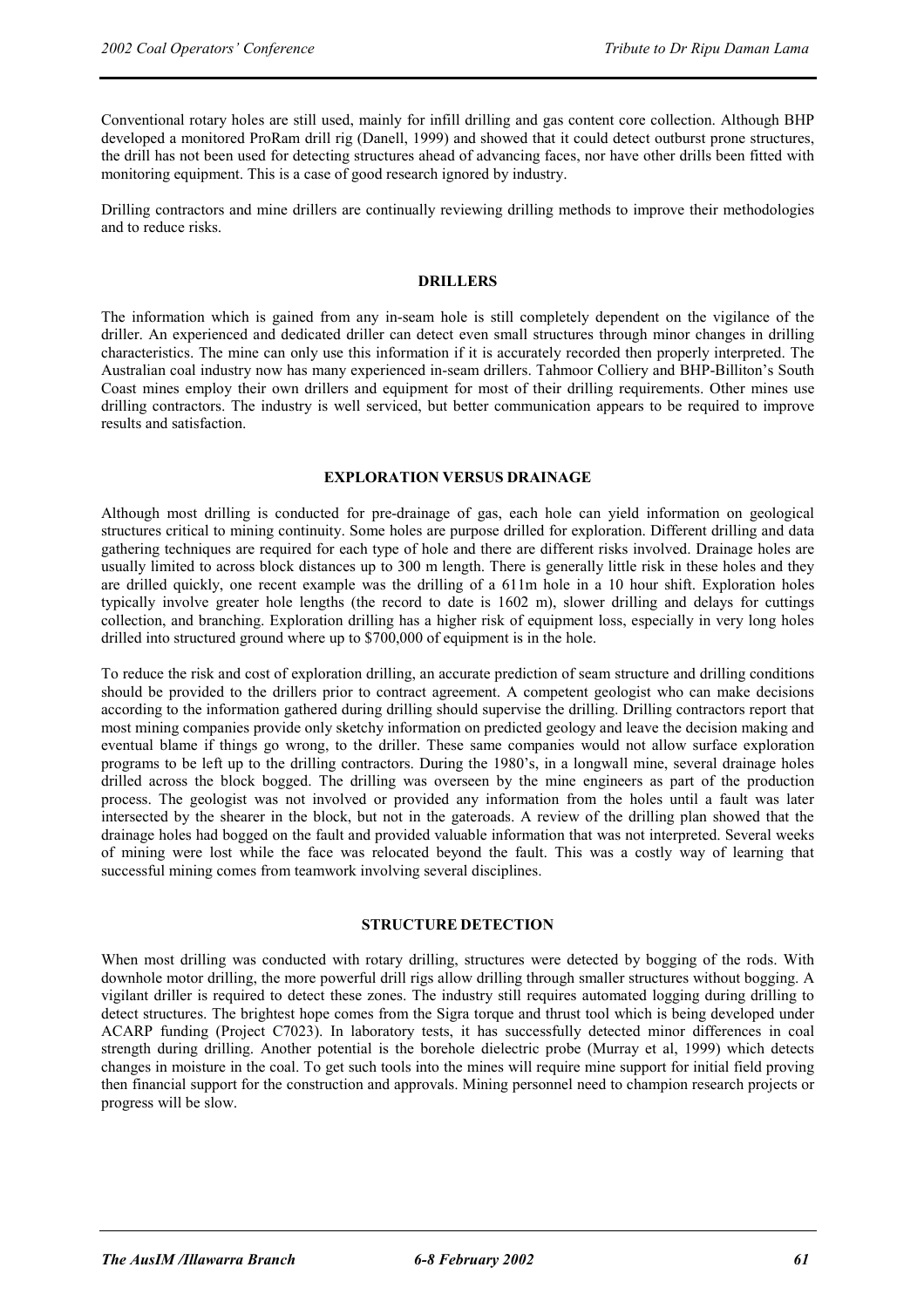Conventional rotary holes are still used, mainly for infill drilling and gas content core collection. Although BHP developed a monitored ProRam drill rig (Danell, 1999) and showed that it could detect outburst prone structures, the drill has not been used for detecting structures ahead of advancing faces, nor have other drills been fitted with monitoring equipment. This is a case of good research ignored by industry.

Drilling contractors and mine drillers are continually reviewing drilling methods to improve their methodologies and to reduce risks.

## DRILLERS

The information which is gained from any in-seam hole is still completely dependent on the vigilance of the driller. An experienced and dedicated driller can detect even small structures through minor changes in drilling characteristics. The mine can only use this information if it is accurately recorded then properly interpreted. The Australian coal industry now has many experienced in-seam drillers. Tahmoor Colliery and BHP-Billiton's South Coast mines employ their own drillers and equipment for most of their drilling requirements. Other mines use drilling contractors. The industry is well serviced, but better communication appears to be required to improve results and satisfaction.

## EXPLORATION VERSUS DRAINAGE

Although most drilling is conducted for pre-drainage of gas, each hole can yield information on geological structures critical to mining continuity. Some holes are purpose drilled for exploration. Different drilling and data gathering techniques are required for each type of hole and there are different risks involved. Drainage holes are usually limited to across block distances up to 300 m length. There is generally little risk in these holes and they are drilled quickly, one recent example was the drilling of a 611m hole in a 10 hour shift. Exploration holes typically involve greater hole lengths (the record to date is 1602 m), slower drilling and delays for cuttings collection, and branching. Exploration drilling has a higher risk of equipment loss, especially in very long holes drilled into structured ground where up to $700,000 of equipment is in the hole.

To reduce the risk and cost of exploration drilling, an accurate prediction of seam structure and drilling conditions should be provided to the drillers prior to contract agreement. A competent geologist who can make decisions according to the information gathered during drilling should supervise the drilling. Drilling contractors report that most mining companies provide only sketchy information on predicted geology and leave the decision making and eventual blame if things go wrong, to the driller. These same companies would not allow surface exploration programs to be left up to the drilling contractors. During the 1980's, in a longwall mine, several drainage holes drilled across the block bogged. The drilling was overseen by the mine engineers as part of the production process. The geologist was not involved or provided any information from the holes until a fault was later intersected by the shearer in the block, but not in the gateroads. A review of the drilling plan showed that the drainage holes had bogged on the fault and provided valuable information that was not interpreted. Several weeks of mining were lost while the face was relocated beyond the fault. This was a costly way of learning that successful mining comes from teamwork involving several disciplines.

## STRUCTURE DETECTION

When most drilling was conducted with rotary drilling, structures were detected by bogging of the rods. With downhole motor drilling, the more powerful drill rigs allow drilling through smaller structures without bogging. A vigilant driller is required to detect these zones. The industry still requires automated logging during drilling to detect structures. The brightest hope comes from the Sigra torque and thrust tool which is being developed under ACARP funding (Project C7023). In laboratory tests, it has successfully detected minor differences in coal strength during drilling. Another potential is the borehole dielectric probe (Murray et al, 1999) which detects changes in moisture in the coal. To get such tools into the mines will require mine support for initial field proving then financial support for the construction and approvals. Mining personnel need to champion research projects or progress will be slow.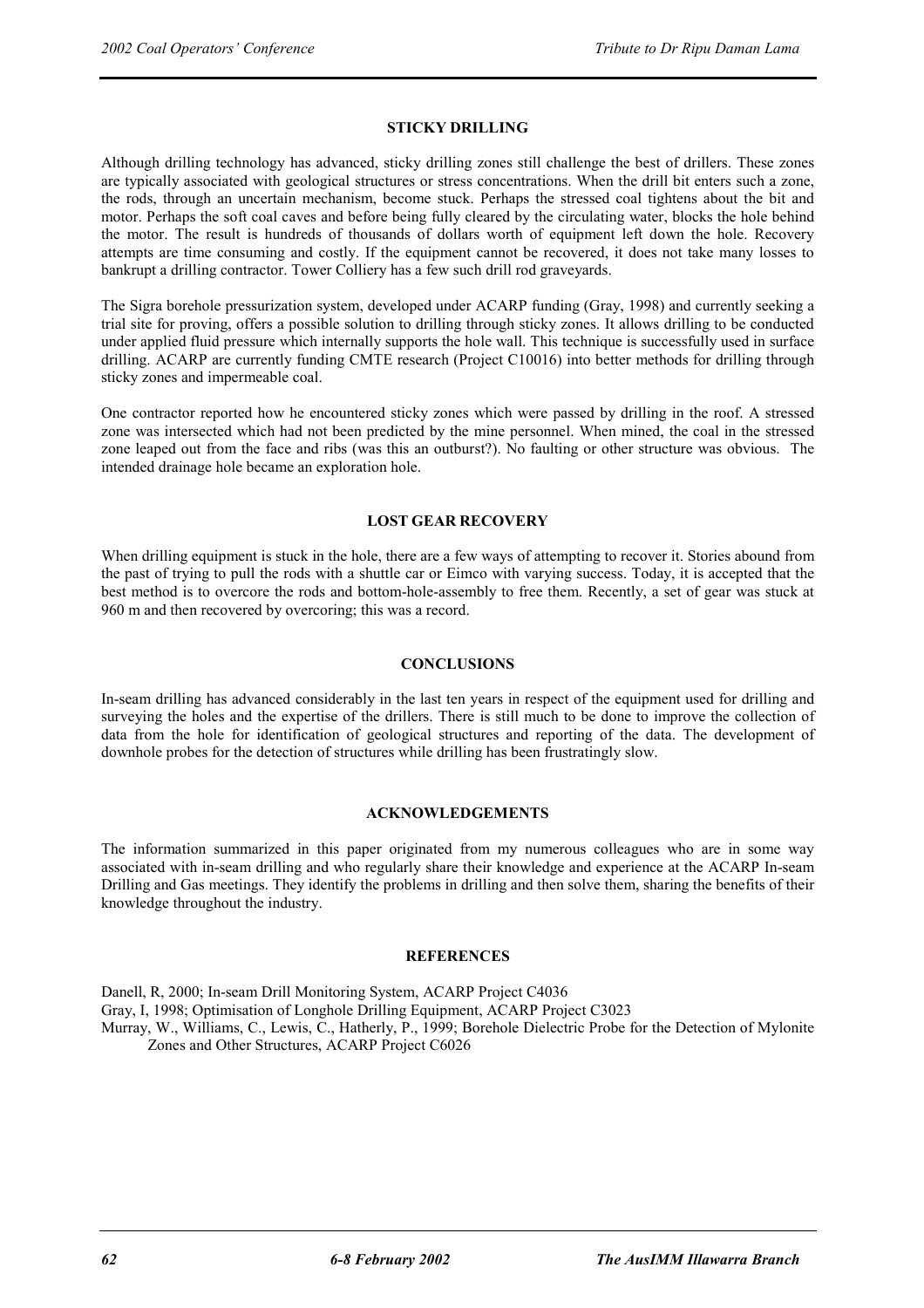## STICKY DRILLING

Although drilling technology has advanced, sticky drilling zones still challenge the best of drillers. These zones are typically associated with geological structures or stress concentrations. When the drill bit enters such a zone, the rods, through an uncertain mechanism, become stuck. Perhaps the stressed coal tightens about the bit and motor. Perhaps the soft coal caves and before being fully cleared by the circulating water, blocks the hole behind the motor. The result is hundreds of thousands of dollars worth of equipment left down the hole. Recovery attempts are time consuming and costly. If the equipment cannot be recovered, it does not take many losses to bankrupt a drilling contractor. Tower Colliery has a few such drill rod graveyards.

The Sigra borehole pressurization system, developed under ACARP funding (Gray, 1998) and currently seeking a trial site for proving, offers a possible solution to drilling through sticky zones. It allows drilling to be conducted under applied fluid pressure which internally supports the hole wall. This technique is successfully used in surface drilling. ACARP are currently funding CMTE research (Project C10016) into better methods for drilling through sticky zones and impermeable coal.

One contractor reported how he encountered sticky zones which were passed by drilling in the roof. A stressed zone was intersected which had not been predicted by the mine personnel. When mined, the coal in the stressed zone leaped out from the face and ribs (was this an outburst?). No faulting or other structure was obvious. The intended drainage hole became an exploration hole.

## LOST GEAR RECOVERY

When drilling equipment is stuck in the hole, there are a few ways of attempting to recover it. Stories abound from the past of trying to pull the rods with a shuttle car or Eimco with varying success. Today, it is accepted that the best method is to overcore the rods and bottom-hole-assembly to free them. Recently, a set of gear was stuck at 960 m and then recovered by overcoring; this was a record.

## CONCLUSIONS

In-seam drilling has advanced considerably in the last ten years in respect of the equipment used for drilling and surveying the holes and the expertise of the drillers. There is still much to be done to improve the collection of data from the hole for identification of geological structures and reporting of the data. The development of downhole probes for the detection of structures while drilling has been frustratingly slow.

## ACKNOWLEDGEMENTS

The information summarized in this paper originated from my numerous colleagues who are in some way associated with in-seam drilling and who regularly share their knowledge and experience at the ACARP In-seam Drilling and Gas meetings. They identify the problems in drilling and then solve them, sharing the benefits of their knowledge throughout the industry.

## REFERENCES

Danell, R, 2000; In-seam Drill Monitoring System, ACARP Project C4036

Gray, I, 1998; Optimisation of Longhole Drilling Equipment, ACARP Project C3023

Murray, W., Williams, C., Lewis, C., Hatherly, P., 1999; Borehole Dielectric Probe for the Detection of Mylonite Zones and Other Structures, ACARP Project C6026